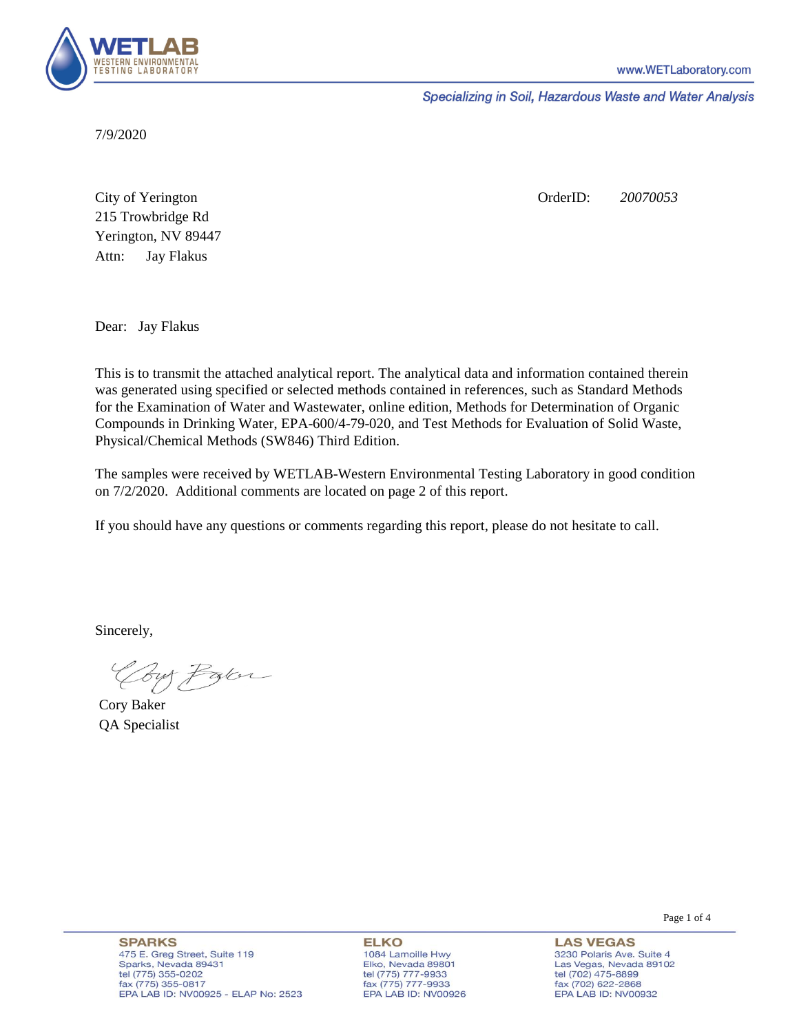www.WETLaboratory.com

*Specializing in Soil, Hazardous Waste and Water Analysis*

7/9/2020

City of Yerington
215 Trowbridge Rd
Yerington, NV 89447
Attn: Jay Flakus

OrderID: *20070053*

Dear: Jay Flakus

This is to transmit the attached analytical report. The analytical data and information contained therein was generated using specified or selected methods contained in references, such as Standard Methods for the Examination of Water and Wastewater, online edition, Methods for Determination of Organic Compounds in Drinking Water, EPA-600/4-79-020, and Test Methods for Evaluation of Solid Waste, Physical/Chemical Methods (SW846) Third Edition.

The samples were received by WETLAB-Western Environmental Testing Laboratory in good condition on 7/2/2020. Additional comments are located on page 2 of this report.

If you should have any questions or comments regarding this report, please do not hesitate to call.

Sincerely,

Cory Baker
QA Specialist

**SPARKS**
475 E. Greg Street, Suite 119
Sparks, Nevada 89431
tel (775) 355-0202
fax (775) 355-0817
EPA LAB ID: NV00925 - ELAP No: 2523

**ELKO**
1084 Lamoille Hwy
Elko, Nevada 89801
tel (775) 777-9933
fax (775) 777-9933
EPA LAB ID: NV00926

**LAS VEGAS**
3230 Polaris Ave. Suite 4
Las Vegas, Nevada 89102
tel (702) 475-8899
fax (702) 622-2868
EPA LAB ID: NV00932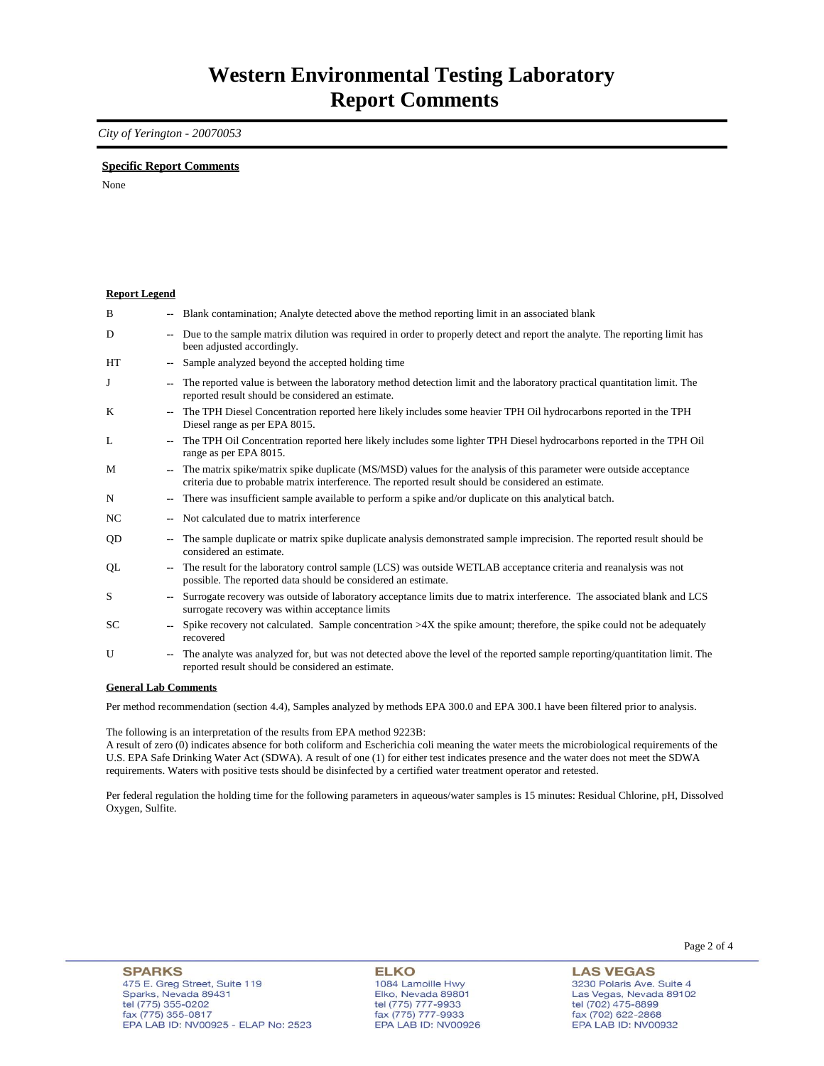# Western Environmental Testing Laboratory
# Report Comments

*City of Yerington - 20070053*

**Specific Report Comments**

None

**Report Legend**

| | | |
|---|---|---|
| B | -- | Blank contamination; Analyte detected above the method reporting limit in an associated blank |
| D | -- | Due to the sample matrix dilution was required in order to properly detect and report the analyte. The reporting limit has been adjusted accordingly. |
| HT | -- | Sample analyzed beyond the accepted holding time |
| J | -- | The reported value is between the laboratory method detection limit and the laboratory practical quantitation limit. The reported result should be considered an estimate. |
| K | -- | The TPH Diesel Concentration reported here likely includes some heavier TPH Oil hydrocarbons reported in the TPH Diesel range as per EPA 8015. |
| L | -- | The TPH Oil Concentration reported here likely includes some lighter TPH Diesel hydrocarbons reported in the TPH Oil range as per EPA 8015. |
| M | -- | The matrix spike/matrix spike duplicate (MS/MSD) values for the analysis of this parameter were outside acceptance criteria due to probable matrix interference. The reported result should be considered an estimate. |
| N | -- | There was insufficient sample available to perform a spike and/or duplicate on this analytical batch. |
| NC | -- | Not calculated due to matrix interference |
| QD | -- | The sample duplicate or matrix spike duplicate analysis demonstrated sample imprecision. The reported result should be considered an estimate. |
| QL | -- | The result for the laboratory control sample (LCS) was outside WETLAB acceptance criteria and reanalysis was not possible. The reported data should be considered an estimate. |
| S | -- | Surrogate recovery was outside of laboratory acceptance limits due to matrix interference. The associated blank and LCS surrogate recovery was within acceptance limits |
| SC | -- | Spike recovery not calculated. Sample concentration >4X the spike amount; therefore, the spike could not be adequately recovered |
| U | -- | The analyte was analyzed for, but was not detected above the level of the reported sample reporting/quantitation limit. The reported result should be considered an estimate. |

**General Lab Comments**

Per method recommendation (section 4.4), Samples analyzed by methods EPA 300.0 and EPA 300.1 have been filtered prior to analysis.

The following is an interpretation of the results from EPA method 9223B:
A result of zero (0) indicates absence for both coliform and Escherichia coli meaning the water meets the microbiological requirements of the U.S. EPA Safe Drinking Water Act (SDWA). A result of one (1) for either test indicates presence and the water does not meet the SDWA requirements. Waters with positive tests should be disinfected by a certified water treatment operator and retested.

Per federal regulation the holding time for the following parameters in aqueous/water samples is 15 minutes: Residual Chlorine, pH, Dissolved Oxygen, Sulfite.

**SPARKS**
475 E. Greg Street, Suite 119
Sparks, Nevada 89431
tel (775) 355-0202
fax (775) 355-0817
EPA LAB ID: NV00925 - ELAP No: 2523

**ELKO**
1084 Lamoille Hwy
Elko, Nevada 89801
tel (775) 777-9933
fax (775) 777-9933
EPA LAB ID: NV00926

**LAS VEGAS**
3230 Polaris Ave. Suite 4
Las Vegas, Nevada 89102
tel (702) 475-8899
fax (702) 622-2868
EPA LAB ID: NV00932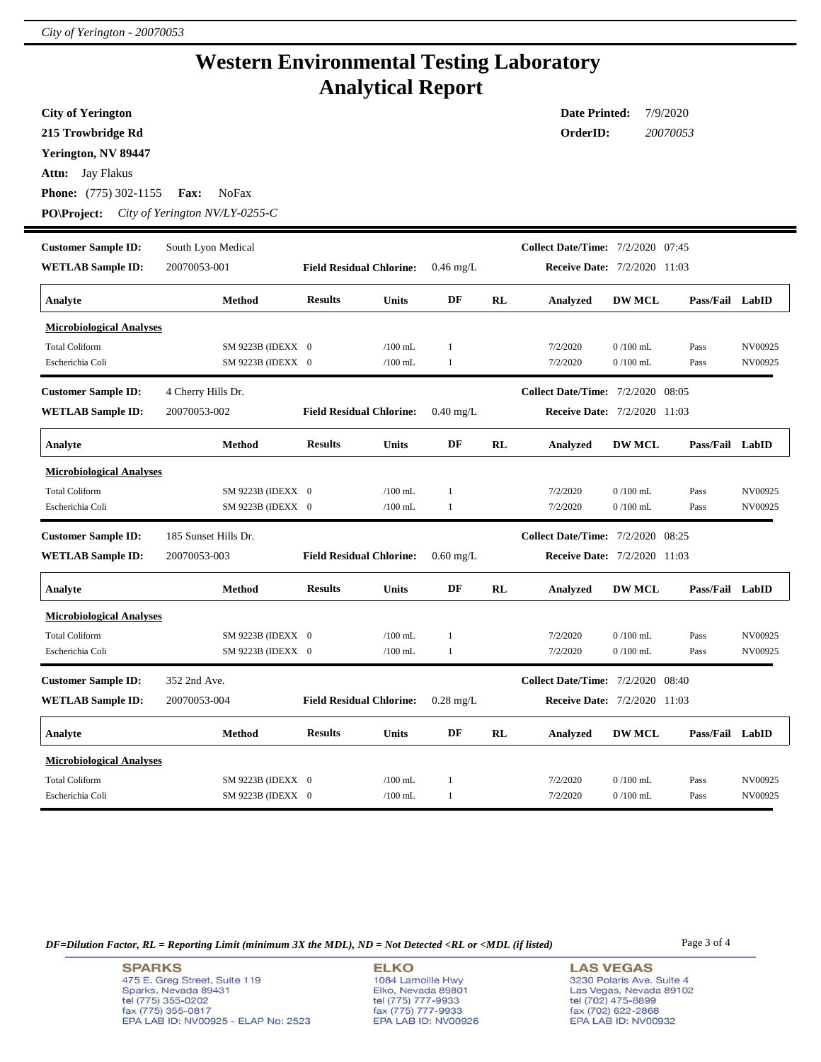# Western Environmental Testing Laboratory
# Analytical Report

**City of Yerington**
**215 Trowbridge Rd**
**Yerington, NV 89447**
**Attn:** Jay Flakus
**Phone:** (775) 302-1155 **Fax:** NoFax
**PO\Project:** *City of Yerington NV/LY-0255-C*

**Date Printed:** 7/9/2020
**OrderID:** *20070053*

---

**Customer Sample ID:** South Lyon Medical
**WETLAB Sample ID:** 20070053-001
**Field Residual Chlorine:** 0.46 mg/L
**Collect Date/Time:** 7/2/2020 07:45
**Receive Date:** 7/2/2020 11:03

| Analyte | Method | Results | Units | DF | RL | Analyzed | DW MCL | Pass/Fail | LabID |
|---|---|---|---|---|---|---|---|---|---|
| **Microbiological Analyses** | | | | | | | | | |
| Total Coliform | SM 9223B (IDEXX | 0 | /100 mL | 1 | | 7/2/2020 | 0 /100 mL | Pass | NV00925 |
| Escherichia Coli | SM 9223B (IDEXX | 0 | /100 mL | 1 | | 7/2/2020 | 0 /100 mL | Pass | NV00925 |

**Customer Sample ID:** 4 Cherry Hills Dr.
**WETLAB Sample ID:** 20070053-002
**Field Residual Chlorine:** 0.40 mg/L
**Collect Date/Time:** 7/2/2020 08:05
**Receive Date:** 7/2/2020 11:03

| Analyte | Method | Results | Units | DF | RL | Analyzed | DW MCL | Pass/Fail | LabID |
|---|---|---|---|---|---|---|---|---|---|
| **Microbiological Analyses** | | | | | | | | | |
| Total Coliform | SM 9223B (IDEXX | 0 | /100 mL | 1 | | 7/2/2020 | 0 /100 mL | Pass | NV00925 |
| Escherichia Coli | SM 9223B (IDEXX | 0 | /100 mL | 1 | | 7/2/2020 | 0 /100 mL | Pass | NV00925 |

**Customer Sample ID:** 185 Sunset Hills Dr.
**WETLAB Sample ID:** 20070053-003
**Field Residual Chlorine:** 0.60 mg/L
**Collect Date/Time:** 7/2/2020 08:25
**Receive Date:** 7/2/2020 11:03

| Analyte | Method | Results | Units | DF | RL | Analyzed | DW MCL | Pass/Fail | LabID |
|---|---|---|---|---|---|---|---|---|---|
| **Microbiological Analyses** | | | | | | | | | |
| Total Coliform | SM 9223B (IDEXX | 0 | /100 mL | 1 | | 7/2/2020 | 0 /100 mL | Pass | NV00925 |
| Escherichia Coli | SM 9223B (IDEXX | 0 | /100 mL | 1 | | 7/2/2020 | 0 /100 mL | Pass | NV00925 |

**Customer Sample ID:** 352 2nd Ave.
**WETLAB Sample ID:** 20070053-004
**Field Residual Chlorine:** 0.28 mg/L
**Collect Date/Time:** 7/2/2020 08:40
**Receive Date:** 7/2/2020 11:03

| Analyte | Method | Results | Units | DF | RL | Analyzed | DW MCL | Pass/Fail | LabID |
|---|---|---|---|---|---|---|---|---|---|
| **Microbiological Analyses** | | | | | | | | | |
| Total Coliform | SM 9223B (IDEXX | 0 | /100 mL | 1 | | 7/2/2020 | 0 /100 mL | Pass | NV00925 |
| Escherichia Coli | SM 9223B (IDEXX | 0 | /100 mL | 1 | | 7/2/2020 | 0 /100 mL | Pass | NV00925 |

*DF=Dilution Factor, RL = Reporting Limit (minimum 3X the MDL), ND = Not Detected <RL or <MDL (if listed)*

**SPARKS**
475 E. Greg Street, Suite 119
Sparks, Nevada 89431
tel (775) 355-0202
fax (775) 355-0817
EPA LAB ID: NV00925 - ELAP No: 2523

**ELKO**
1084 Lamoille Hwy
Elko, Nevada 89801
tel (775) 777-9933
fax (775) 777-9933
EPA LAB ID: NV00926

**LAS VEGAS**
3230 Polaris Ave. Suite 4
Las Vegas, Nevada 89102
tel (702) 475-8899
fax (702) 622-2868
EPA LAB ID: NV00932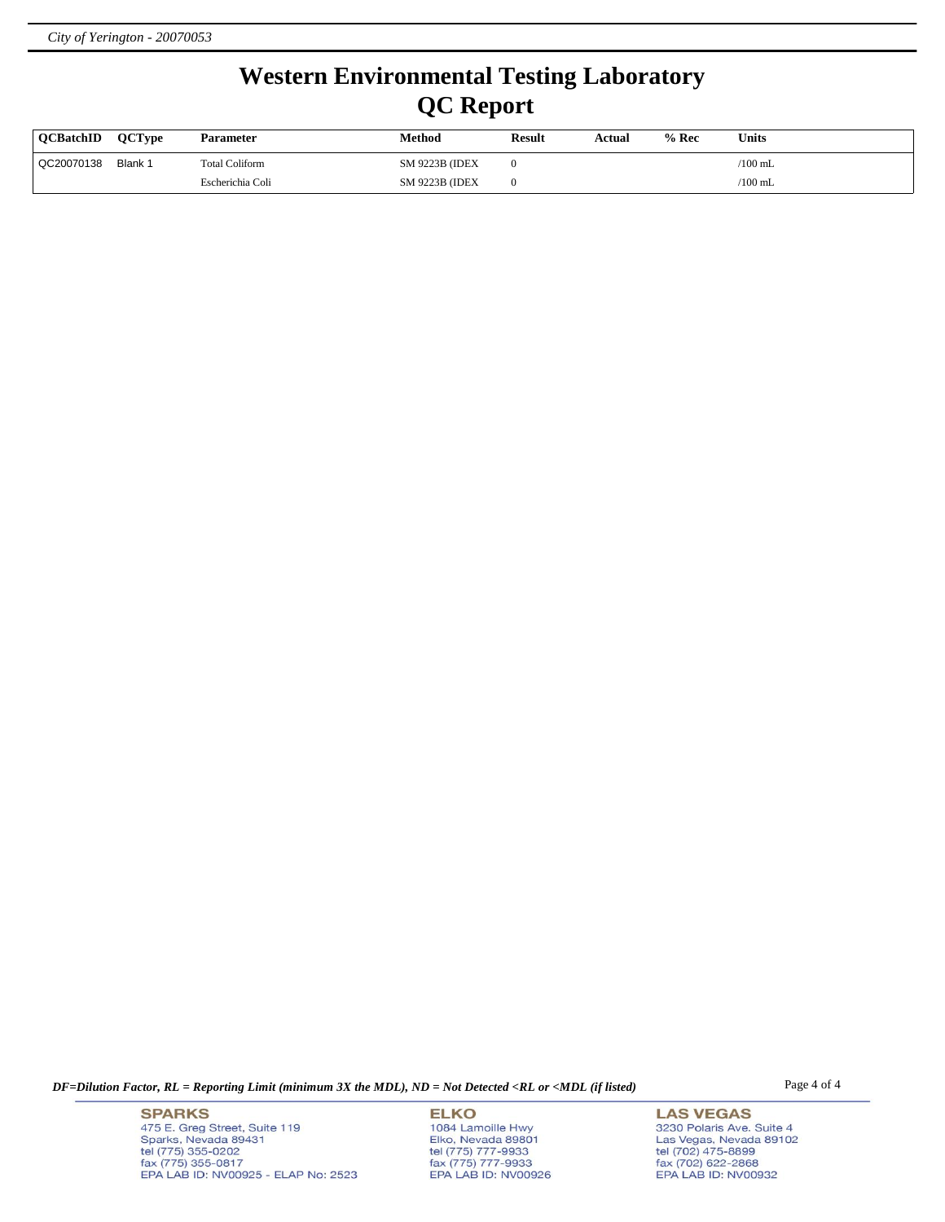# Western Environmental Testing Laboratory

## QC Report

| QCBatchID | QCType | Parameter | Method | Result | Actual | % Rec | Units |
|---|---|---|---|---|---|---|---|
| QC20070138 | Blank 1 | Total Coliform | SM 9223B (IDEX | 0 | | | /100 mL |
| | | Escherichia Coli | SM 9223B (IDEX | 0 | | | /100 mL |

*DF=Dilution Factor, RL = Reporting Limit (minimum 3X the MDL), ND = Not Detected <RL or <MDL (if listed)*

**SPARKS**
475 E. Greg Street, Suite 119
Sparks, Nevada 89431
tel (775) 355-0202
fax (775) 355-0817
EPA LAB ID: NV00925 - ELAP No: 2523

**ELKO**
1084 Lamoille Hwy
Elko, Nevada 89801
tel (775) 777-9933
fax (775) 777-9933
EPA LAB ID: NV00926

**LAS VEGAS**
3230 Polaris Ave. Suite 4
Las Vegas, Nevada 89102
tel (702) 475-8899
fax (702) 622-2868
EPA LAB ID: NV00932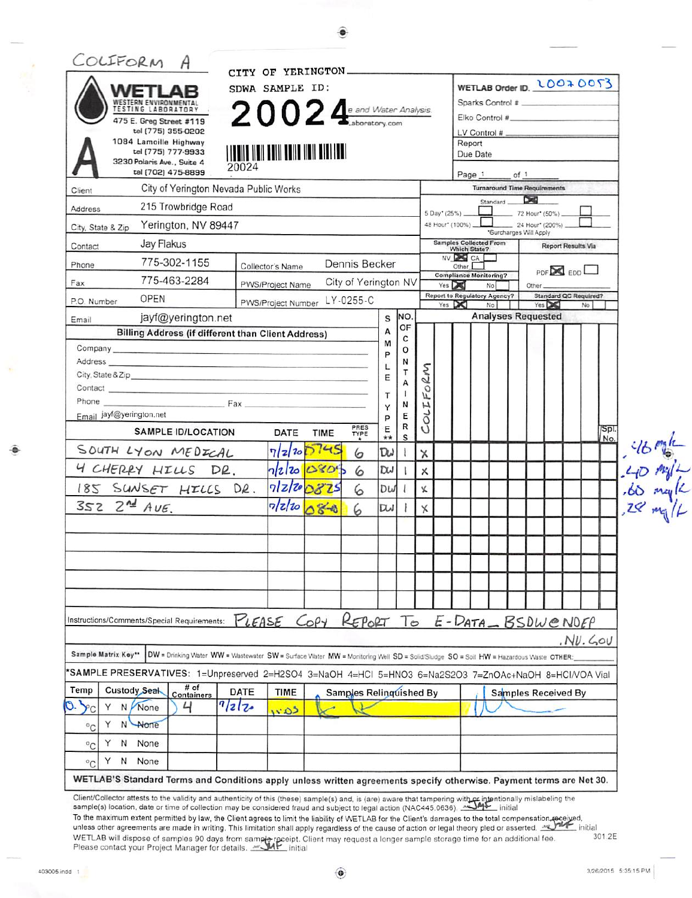COLIFORM A

**WETLAB**
WESTERN ENVIRONMENTAL TESTING LABORATORY
475 E. Greg Street #119
tel (775) 355-0202
1084 Lamoille Highway
tel (775) 777-9933
3230 Polaris Ave., Suite 4
tel (702) 475-8899

CITY OF YERINGTON
SDWA SAMPLE ID:
**20024**
20024

e and Water Analysis
.aboratory.com

WETLAB Order ID. 20070053
Sparks Control #
Elko Control #
LV Control #
Report Due Date
Page 1 of 1

| | |
|---|---|
| Client | City of Yerington Nevada Public Works |
| Address | 215 Trowbridge Road |
| City, State & Zip | Yerington, NV 89447 |
| Contact | Jay Flakus |
| Phone | 775-302-1155 |
| Fax | 775-463-2284 |
| P.O. Number | OPEN |
| Email | jayf@yerington.net |

Collector's Name: Dennis Becker
PWS/Project Name: City of Yerington NV
PWS/Project Number: LY-0255-C

**Turnaround Time Requirements**
Standard [X]
5 Day* (25%) [ ] 72 Hour* (50%) [ ]
48 Hour* (100%) [ ] 24 Hour* (200%) [ ]
*Surcharges Will Apply

Samples Collected From Which State? NV [X] CA [ ] Other [ ]
Report Results Via: PDF [X] EDD [ ] Other
Compliance Monitoring? Yes [X] No [ ]
Report to Regulatory Agency? Yes [X] No [ ]
Standard QC Required? Yes [X] No [ ]

**Billing Address (if different than Client Address)**
Company
Address
City, State & Zip
Contact
Phone Fax
Email jayf@yerington.net

**Analyses Requested**

| SAMPLE ID/LOCATION | DATE | TIME | PRES TYPE* | SAMPLE TYPE** | NO. OF CONTAINERS | COLIFORM | | | | | | | | | | | Spl. No. |
|---|---|---|---|---|---|---|---|---|---|---|---|---|---|---|---|---|---|
| SOUTH LYON MEDICAL | 7/2/20 | 0745 | 6 | DW | 1 | X | | | | | | | | | | | |
| 4 CHERRY HILLS DR. | 7/2/20 | 0805 | 6 | DW | 1 | X | | | | | | | | | | | |
| 185 SUNSET HILLS DR. | 7/2/20 | 0825 | 6 | DW | 1 | X | | | | | | | | | | | |
| 352 2nd AVE. | 7/2/20 | 0840 | 6 | DW | 1 | X | | | | | | | | | | | |

.46 mg/L
.40 mg/L
.60 mg/L
.28 mg/L

Instructions/Comments/Special Requirements: PLEASE COPY REPORT TO E-DATA_BSDW@NDEP.NV.GOV

Sample Matrix Key** DW = Drinking Water WW = Wastewater SW = Surface Water MW = Monitoring Well SD = Solid/Sludge SO = Soil HW = Hazardous Waste OTHER:

*SAMPLE PRESERVATIVES: 1=Unpreserved 2=H2SO4 3=NaOH 4=HCl 5=HNO3 6=Na2S2O3 7=ZnOAc+NaOH 8=HCl/VOA Vial

| Temp | Custody Seal | # of Containers | DATE | TIME | Samples Relinquished By | Samples Received By |
|---|---|---|---|---|---|---|
| 0.3 °C | Y N None | 4 | 7/2/20 | 11:05 | [signature] | [signature] |
| °C | Y N None | | | | | |
| °C | Y N None | | | | | |
| °C | Y N None | | | | | |

**WETLAB'S Standard Terms and Conditions apply unless written agreements specify otherwise. Payment terms are Net 30.**

Client/Collector attests to the validity and authenticity of this (these) sample(s) and, is (are) aware that tampering with or intentionally mislabeling the sample(s) location, date or time of collection may be considered fraud and subject to legal action (NAC445.0636). JMF initial
To the maximum extent permitted by law, the Client agrees to limit the liability of WETLAB for the Client's damages to the total compensation received, unless other agreements are made in writing. This limitation shall apply regardless of the cause of action or legal theory pled or asserted. JMF initial
WETLAB will dispose of samples 90 days from sample receipt. Client may request a longer sample storage time for an additional fee. Please contact your Project Manager for details. JMF initial

301.2E